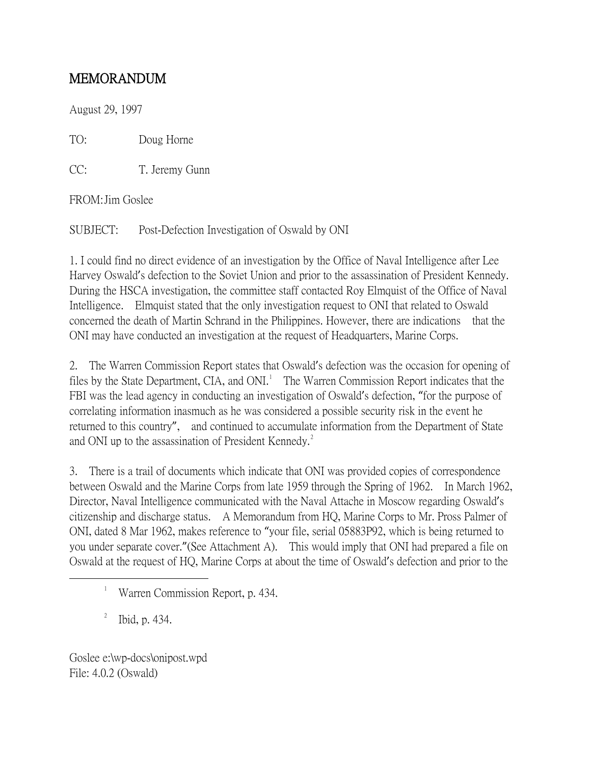# MEMORANDUM

August 29, 1997

TO: Doug Horne

CC: T. Jeremy Gunn

FROM: Jim Goslee

SUBJECT: Post-Defection Investigation of Oswald by ONI

1. I could find no direct evidence of an investigation by the Office of Naval Intelligence after Lee Harvey Oswald's defection to the Soviet Union and prior to the assassination of President Kennedy. During the HSCA investigation, the committee staff contacted Roy Elmquist of the Office of Naval Intelligence. Elmquist stated that the only investigation request to ONI that related to Oswald concerned the death of Martin Schrand in the Philippines. However, there are indications that the ONI may have conducted an investigation at the request of Headquarters, Marine Corps.

2. The Warren Commission Report states that Oswald's defection was the occasion for opening of files by the State Department, CIA, and ONI.[1] The Warren Commission Report indicates that the FBI was the lead agency in conducting an investigation of Oswald's defection, "for the purpose of correlating information inasmuch as he was considered a possible security risk in the event he returned to this country", and continued to accumulate information from the Department of State and ONI up to the assassination of President Kennedy.[2]

3. There is a trail of documents which indicate that ONI was provided copies of correspondence between Oswald and the Marine Corps from late 1959 through the Spring of 1962. In March 1962, Director, Naval Intelligence communicated with the Naval Attache in Moscow regarding Oswald's citizenship and discharge status. A Memorandum from HQ, Marine Corps to Mr. Pross Palmer of ONI, dated 8 Mar 1962, makes reference to "your file, serial 05883P92, which is being returned to you under separate cover."(See Attachment A). This would imply that ONI had prepared a file on Oswald at the request of HQ, Marine Corps at about the time of Oswald's defection and prior to the

---

[1] Warren Commission Report, p. 434.

[2] Ibid, p. 434.

Goslee e:\wp-docs\onipost.wpd
File: 4.0.2 (Oswald)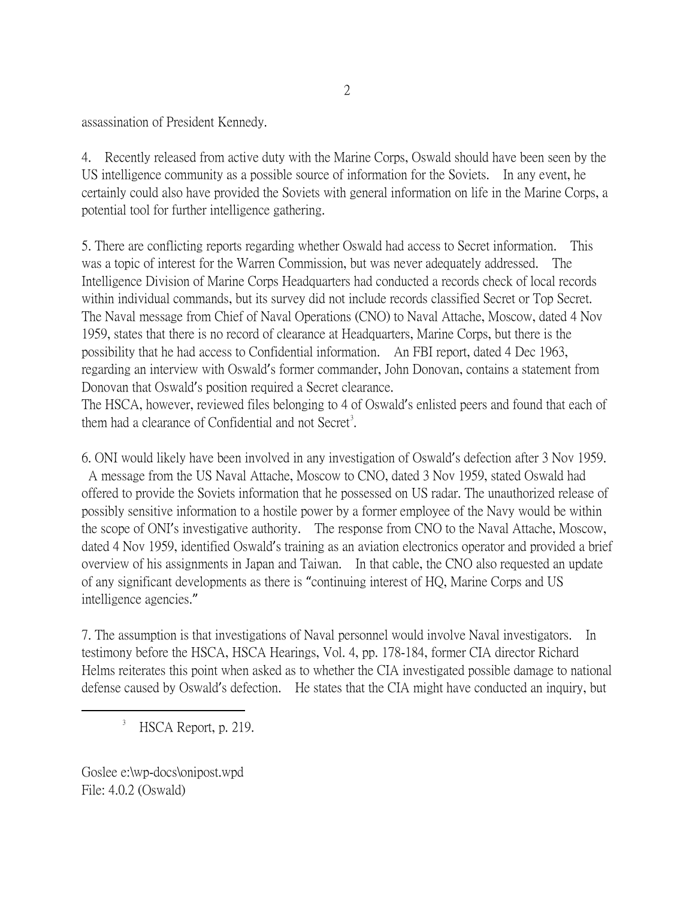assassination of President Kennedy.

4. Recently released from active duty with the Marine Corps, Oswald should have been seen by the US intelligence community as a possible source of information for the Soviets. In any event, he certainly could also have provided the Soviets with general information on life in the Marine Corps, a potential tool for further intelligence gathering.

5. There are conflicting reports regarding whether Oswald had access to Secret information. This was a topic of interest for the Warren Commission, but was never adequately addressed. The Intelligence Division of Marine Corps Headquarters had conducted a records check of local records within individual commands, but its survey did not include records classified Secret or Top Secret. The Naval message from Chief of Naval Operations (CNO) to Naval Attache, Moscow, dated 4 Nov 1959, states that there is no record of clearance at Headquarters, Marine Corps, but there is the possibility that he had access to Confidential information. An FBI report, dated 4 Dec 1963, regarding an interview with Oswald's former commander, John Donovan, contains a statement from Donovan that Oswald's position required a Secret clearance.
The HSCA, however, reviewed files belonging to 4 of Oswald's enlisted peers and found that each of them had a clearance of Confidential and not Secret[3].

6. ONI would likely have been involved in any investigation of Oswald's defection after 3 Nov 1959. A message from the US Naval Attache, Moscow to CNO, dated 3 Nov 1959, stated Oswald had offered to provide the Soviets information that he possessed on US radar. The unauthorized release of possibly sensitive information to a hostile power by a former employee of the Navy would be within the scope of ONI's investigative authority. The response from CNO to the Naval Attache, Moscow, dated 4 Nov 1959, identified Oswald's training as an aviation electronics operator and provided a brief overview of his assignments in Japan and Taiwan. In that cable, the CNO also requested an update of any significant developments as there is "continuing interest of HQ, Marine Corps and US intelligence agencies."

7. The assumption is that investigations of Naval personnel would involve Naval investigators. In testimony before the HSCA, HSCA Hearings, Vol. 4, pp. 178-184, former CIA director Richard Helms reiterates this point when asked as to whether the CIA investigated possible damage to national defense caused by Oswald's defection. He states that the CIA might have conducted an inquiry, but

[3] HSCA Report, p. 219.

Goslee e:\wp-docs\onipost.wpd
File: 4.0.2 (Oswald)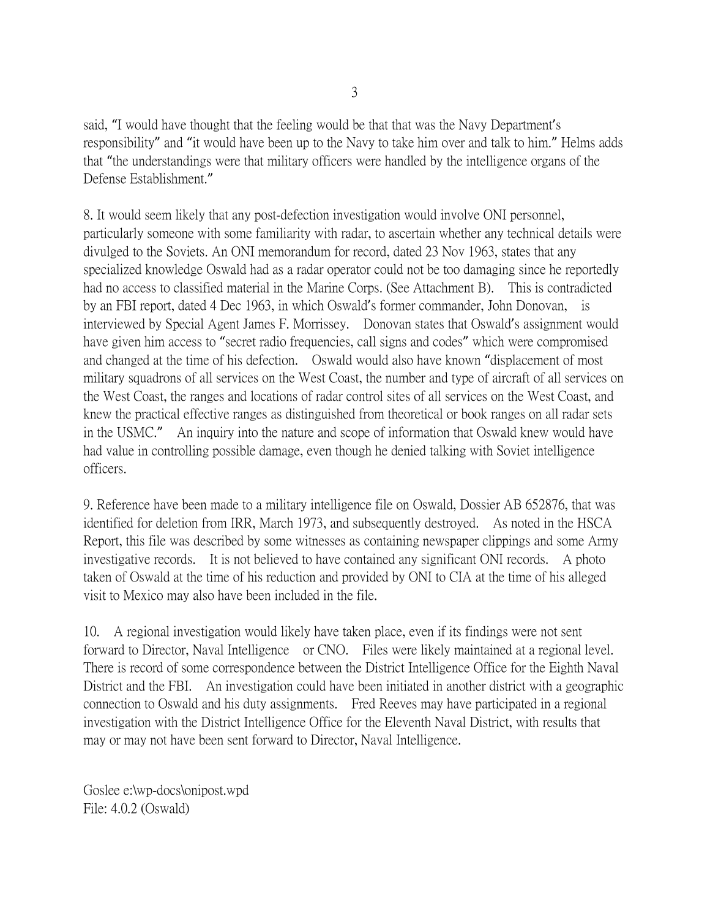said, "I would have thought that the feeling would be that that was the Navy Department's responsibility" and "it would have been up to the Navy to take him over and talk to him." Helms adds that "the understandings were that military officers were handled by the intelligence organs of the Defense Establishment."

8. It would seem likely that any post-defection investigation would involve ONI personnel, particularly someone with some familiarity with radar, to ascertain whether any technical details were divulged to the Soviets. An ONI memorandum for record, dated 23 Nov 1963, states that any specialized knowledge Oswald had as a radar operator could not be too damaging since he reportedly had no access to classified material in the Marine Corps. (See Attachment B). This is contradicted by an FBI report, dated 4 Dec 1963, in which Oswald's former commander, John Donovan, is interviewed by Special Agent James F. Morrissey. Donovan states that Oswald's assignment would have given him access to "secret radio frequencies, call signs and codes" which were compromised and changed at the time of his defection. Oswald would also have known "displacement of most military squadrons of all services on the West Coast, the number and type of aircraft of all services on the West Coast, the ranges and locations of radar control sites of all services on the West Coast, and knew the practical effective ranges as distinguished from theoretical or book ranges on all radar sets in the USMC." An inquiry into the nature and scope of information that Oswald knew would have had value in controlling possible damage, even though he denied talking with Soviet intelligence officers.

9. Reference have been made to a military intelligence file on Oswald, Dossier AB 652876, that was identified for deletion from IRR, March 1973, and subsequently destroyed. As noted in the HSCA Report, this file was described by some witnesses as containing newspaper clippings and some Army investigative records. It is not believed to have contained any significant ONI records. A photo taken of Oswald at the time of his reduction and provided by ONI to CIA at the time of his alleged visit to Mexico may also have been included in the file.

10. A regional investigation would likely have taken place, even if its findings were not sent forward to Director, Naval Intelligence or CNO. Files were likely maintained at a regional level. There is record of some correspondence between the District Intelligence Office for the Eighth Naval District and the FBI. An investigation could have been initiated in another district with a geographic connection to Oswald and his duty assignments. Fred Reeves may have participated in a regional investigation with the District Intelligence Office for the Eleventh Naval District, with results that may or may not have been sent forward to Director, Naval Intelligence.

Goslee e:\wp-docs\onipost.wpd
File: 4.0.2 (Oswald)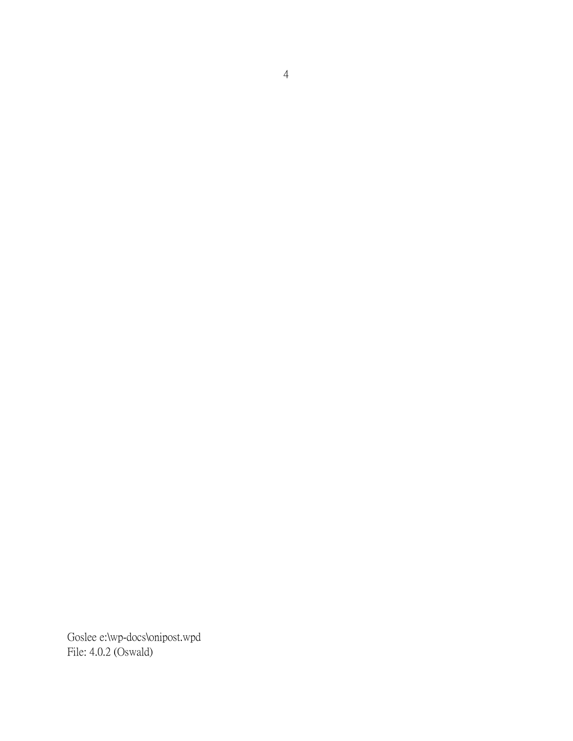Goslee e:\wp-docs\onipost.wpd
File: 4.0.2 (Oswald)